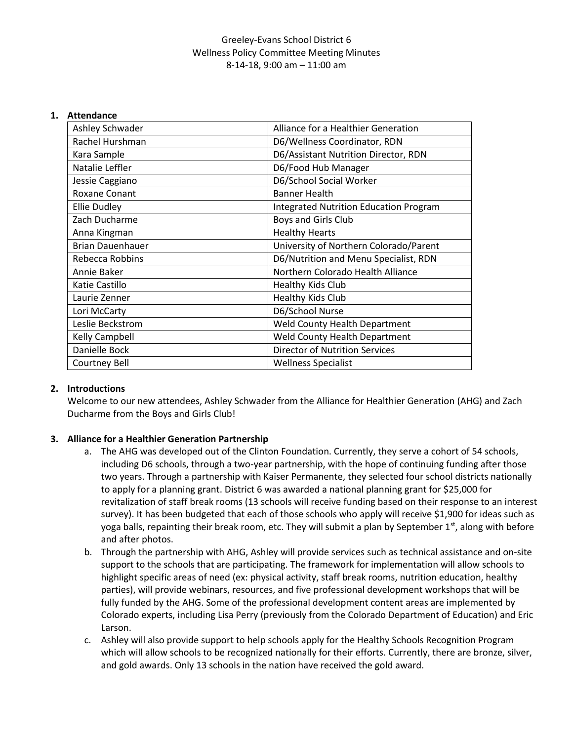Greeley-Evans School District 6
Wellness Policy Committee Meeting Minutes
8-14-18, 9:00 am – 11:00 am

**1. Attendance**

| Ashley Schwader | Alliance for a Healthier Generation |
|---|---|
| Rachel Hurshman | D6/Wellness Coordinator, RDN |
| Kara Sample | D6/Assistant Nutrition Director, RDN |
| Natalie Leffler | D6/Food Hub Manager |
| Jessie Caggiano | D6/School Social Worker |
| Roxane Conant | Banner Health |
| Ellie Dudley | Integrated Nutrition Education Program |
| Zach Ducharme | Boys and Girls Club |
| Anna Kingman | Healthy Hearts |
| Brian Dauenhauer | University of Northern Colorado/Parent |
| Rebecca Robbins | D6/Nutrition and Menu Specialist, RDN |
| Annie Baker | Northern Colorado Health Alliance |
| Katie Castillo | Healthy Kids Club |
| Laurie Zenner | Healthy Kids Club |
| Lori McCarty | D6/School Nurse |
| Leslie Beckstrom | Weld County Health Department |
| Kelly Campbell | Weld County Health Department |
| Danielle Bock | Director of Nutrition Services |
| Courtney Bell | Wellness Specialist |

**2. Introductions**

Welcome to our new attendees, Ashley Schwader from the Alliance for Healthier Generation (AHG) and Zach Ducharme from the Boys and Girls Club!

**3. Alliance for a Healthier Generation Partnership**

a. The AHG was developed out of the Clinton Foundation. Currently, they serve a cohort of 54 schools, including D6 schools, through a two-year partnership, with the hope of continuing funding after those two years. Through a partnership with Kaiser Permanente, they selected four school districts nationally to apply for a planning grant. District 6 was awarded a national planning grant for $25,000 for revitalization of staff break rooms (13 schools will receive funding based on their response to an interest survey). It has been budgeted that each of those schools who apply will receive $1,900 for ideas such as yoga balls, repainting their break room, etc. They will submit a plan by September 1st, along with before and after photos.

b. Through the partnership with AHG, Ashley will provide services such as technical assistance and on-site support to the schools that are participating. The framework for implementation will allow schools to highlight specific areas of need (ex: physical activity, staff break rooms, nutrition education, healthy parties), will provide webinars, resources, and five professional development workshops that will be fully funded by the AHG. Some of the professional development content areas are implemented by Colorado experts, including Lisa Perry (previously from the Colorado Department of Education) and Eric Larson.

c. Ashley will also provide support to help schools apply for the Healthy Schools Recognition Program which will allow schools to be recognized nationally for their efforts. Currently, there are bronze, silver, and gold awards. Only 13 schools in the nation have received the gold award.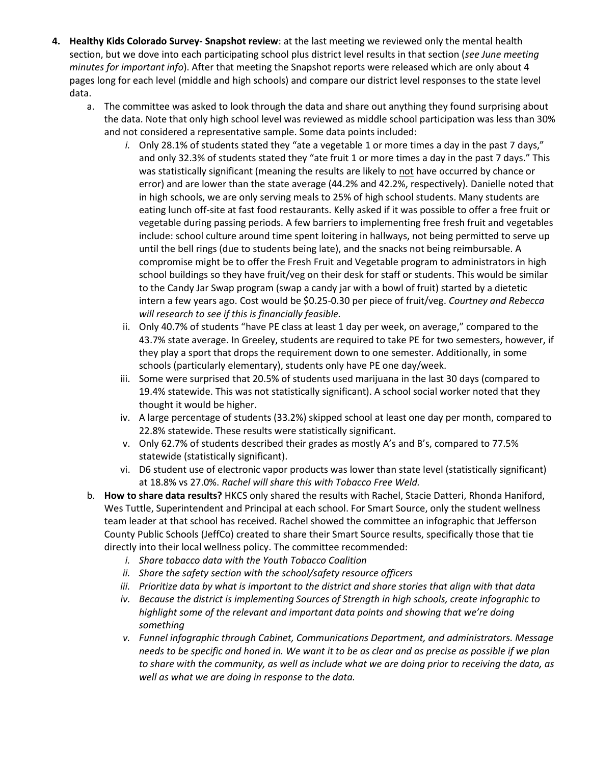4. **Healthy Kids Colorado Survey- Snapshot review**: at the last meeting we reviewed only the mental health section, but we dove into each participating school plus district level results in that section (*see June meeting minutes for important info*). After that meeting the Snapshot reports were released which are only about 4 pages long for each level (middle and high schools) and compare our district level responses to the state level data.
   a. The committee was asked to look through the data and share out anything they found surprising about the data. Note that only high school level was reviewed as middle school participation was less than 30% and not considered a representative sample. Some data points included:
      *i.* Only 28.1% of students stated they "ate a vegetable 1 or more times a day in the past 7 days," and only 32.3% of students stated they "ate fruit 1 or more times a day in the past 7 days." This was statistically significant (meaning the results are likely to <u>not</u> have occurred by chance or error) and are lower than the state average (44.2% and 42.2%, respectively). Danielle noted that in high schools, we are only serving meals to 25% of high school students. Many students are eating lunch off-site at fast food restaurants. Kelly asked if it was possible to offer a free fruit or vegetable during passing periods. A few barriers to implementing free fresh fruit and vegetables include: school culture around time spent loitering in hallways, not being permitted to serve up until the bell rings (due to students being late), and the snacks not being reimbursable. A compromise might be to offer the Fresh Fruit and Vegetable program to administrators in high school buildings so they have fruit/veg on their desk for staff or students. This would be similar to the Candy Jar Swap program (swap a candy jar with a bowl of fruit) started by a dietetic intern a few years ago. Cost would be $0.25-0.30 per piece of fruit/veg. *Courtney and Rebecca will research to see if this is financially feasible.*
      ii. Only 40.7% of students "have PE class at least 1 day per week, on average," compared to the 43.7% state average. In Greeley, students are required to take PE for two semesters, however, if they play a sport that drops the requirement down to one semester. Additionally, in some schools (particularly elementary), students only have PE one day/week.
      iii. Some were surprised that 20.5% of students used marijuana in the last 30 days (compared to 19.4% statewide. This was not statistically significant). A school social worker noted that they thought it would be higher.
      iv. A large percentage of students (33.2%) skipped school at least one day per month, compared to 22.8% statewide. These results were statistically significant.
      v. Only 62.7% of students described their grades as mostly A's and B's, compared to 77.5% statewide (statistically significant).
      vi. D6 student use of electronic vapor products was lower than state level (statistically significant) at 18.8% vs 27.0%. *Rachel will share this with Tobacco Free Weld.*
   b. **How to share data results?** HKCS only shared the results with Rachel, Stacie Datteri, Rhonda Haniford, Wes Tuttle, Superintendent and Principal at each school. For Smart Source, only the student wellness team leader at that school has received. Rachel showed the committee an infographic that Jefferson County Public Schools (JeffCo) created to share their Smart Source results, specifically those that tie directly into their local wellness policy. The committee recommended:
      *i. Share tobacco data with the Youth Tobacco Coalition*
      *ii. Share the safety section with the school/safety resource officers*
      *iii. Prioritize data by what is important to the district and share stories that align with that data*
      *iv. Because the district is implementing Sources of Strength in high schools, create infographic to highlight some of the relevant and important data points and showing that we're doing something*
      *v. Funnel infographic through Cabinet, Communications Department, and administrators. Message needs to be specific and honed in. We want it to be as clear and as precise as possible if we plan to share with the community, as well as include what we are doing prior to receiving the data, as well as what we are doing in response to the data.*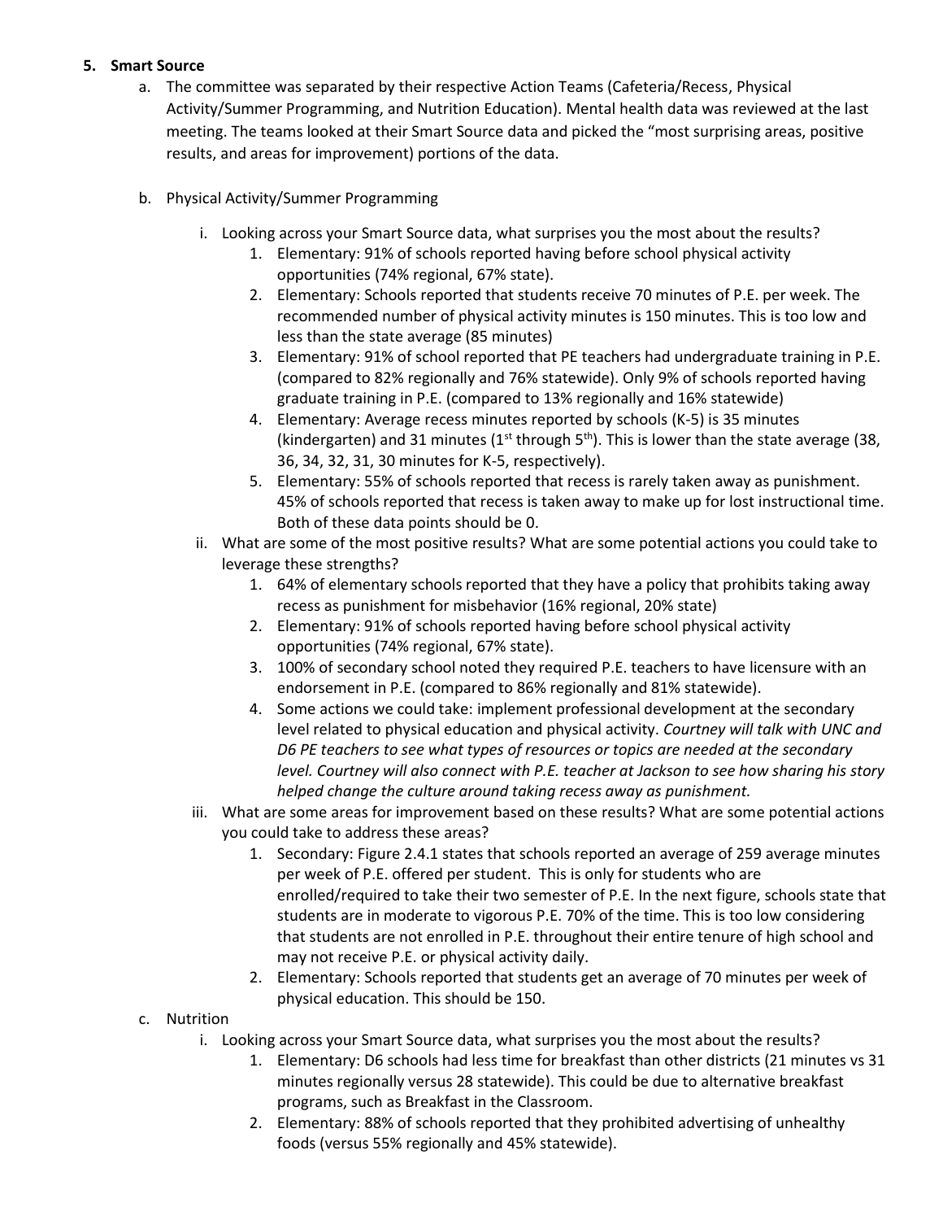5. **Smart Source**
    a. The committee was separated by their respective Action Teams (Cafeteria/Recess, Physical Activity/Summer Programming, and Nutrition Education). Mental health data was reviewed at the last meeting. The teams looked at their Smart Source data and picked the "most surprising areas, positive results, and areas for improvement) portions of the data.

    b. Physical Activity/Summer Programming
        i. Looking across your Smart Source data, what surprises you the most about the results?
            1. Elementary: 91% of schools reported having before school physical activity opportunities (74% regional, 67% state).
            2. Elementary: Schools reported that students receive 70 minutes of P.E. per week. The recommended number of physical activity minutes is 150 minutes. This is too low and less than the state average (85 minutes)
            3. Elementary: 91% of school reported that PE teachers had undergraduate training in P.E. (compared to 82% regionally and 76% statewide). Only 9% of schools reported having graduate training in P.E. (compared to 13% regionally and 16% statewide)
            4. Elementary: Average recess minutes reported by schools (K-5) is 35 minutes (kindergarten) and 31 minutes (1st through 5th). This is lower than the state average (38, 36, 34, 32, 31, 30 minutes for K-5, respectively).
            5. Elementary: 55% of schools reported that recess is rarely taken away as punishment. 45% of schools reported that recess is taken away to make up for lost instructional time. Both of these data points should be 0.
        ii. What are some of the most positive results? What are some potential actions you could take to leverage these strengths?
            1. 64% of elementary schools reported that they have a policy that prohibits taking away recess as punishment for misbehavior (16% regional, 20% state)
            2. Elementary: 91% of schools reported having before school physical activity opportunities (74% regional, 67% state).
            3. 100% of secondary school noted they required P.E. teachers to have licensure with an endorsement in P.E. (compared to 86% regionally and 81% statewide).
            4. Some actions we could take: implement professional development at the secondary level related to physical education and physical activity. *Courtney will talk with UNC and D6 PE teachers to see what types of resources or topics are needed at the secondary level. Courtney will also connect with P.E. teacher at Jackson to see how sharing his story helped change the culture around taking recess away as punishment.*
        iii. What are some areas for improvement based on these results? What are some potential actions you could take to address these areas?
            1. Secondary: Figure 2.4.1 states that schools reported an average of 259 average minutes per week of P.E. offered per student. This is only for students who are enrolled/required to take their two semester of P.E. In the next figure, schools state that students are in moderate to vigorous P.E. 70% of the time. This is too low considering that students are not enrolled in P.E. throughout their entire tenure of high school and may not receive P.E. or physical activity daily.
            2. Elementary: Schools reported that students get an average of 70 minutes per week of physical education. This should be 150.

    c. Nutrition
        i. Looking across your Smart Source data, what surprises you the most about the results?
            1. Elementary: D6 schools had less time for breakfast than other districts (21 minutes vs 31 minutes regionally versus 28 statewide). This could be due to alternative breakfast programs, such as Breakfast in the Classroom.
            2. Elementary: 88% of schools reported that they prohibited advertising of unhealthy foods (versus 55% regionally and 45% statewide).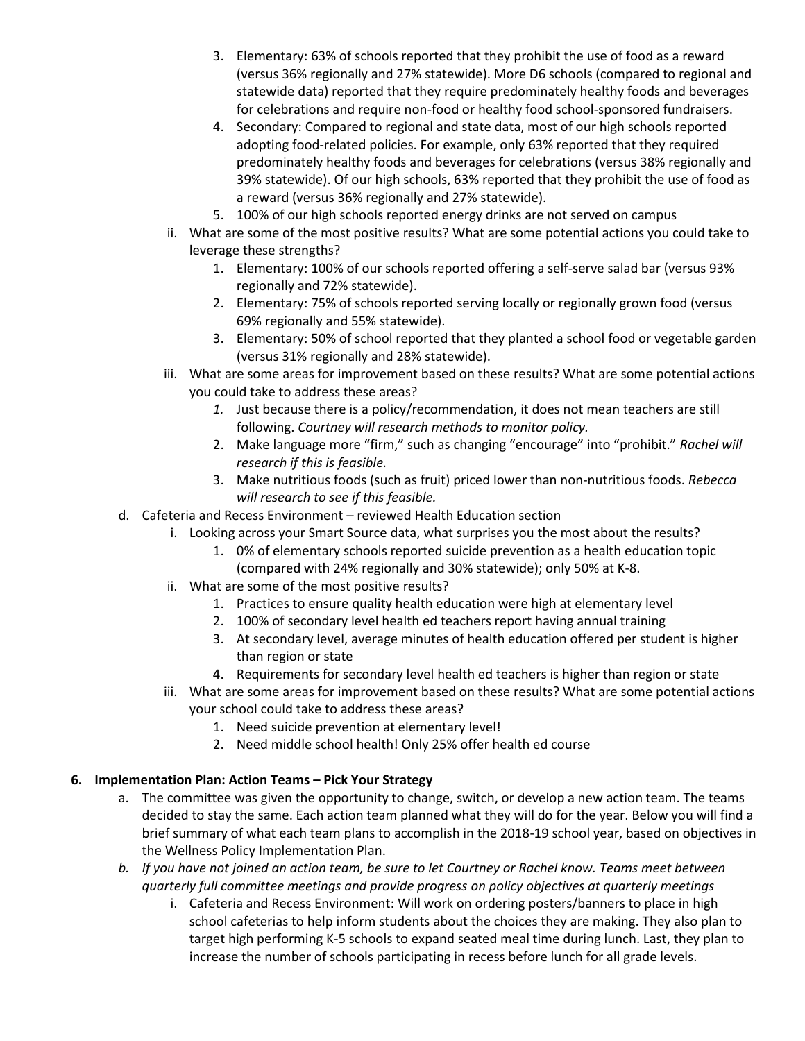3. Elementary: 63% of schools reported that they prohibit the use of food as a reward (versus 36% regionally and 27% statewide). More D6 schools (compared to regional and statewide data) reported that they require predominately healthy foods and beverages for celebrations and require non-food or healthy food school-sponsored fundraisers.
4. Secondary: Compared to regional and state data, most of our high schools reported adopting food-related policies. For example, only 63% reported that they required predominately healthy foods and beverages for celebrations (versus 38% regionally and 39% statewide). Of our high schools, 63% reported that they prohibit the use of food as a reward (versus 36% regionally and 27% statewide).
5. 100% of our high schools reported energy drinks are not served on campus

ii. What are some of the most positive results? What are some potential actions you could take to leverage these strengths?

1. Elementary: 100% of our schools reported offering a self-serve salad bar (versus 93% regionally and 72% statewide).
2. Elementary: 75% of schools reported serving locally or regionally grown food (versus 69% regionally and 55% statewide).
3. Elementary: 50% of school reported that they planted a school food or vegetable garden (versus 31% regionally and 28% statewide).

iii. What are some areas for improvement based on these results? What are some potential actions you could take to address these areas?

1. Just because there is a policy/recommendation, it does not mean teachers are still following. *Courtney will research methods to monitor policy.*
2. Make language more "firm," such as changing "encourage" into "prohibit." *Rachel will research if this is feasible.*
3. Make nutritious foods (such as fruit) priced lower than non-nutritious foods. *Rebecca will research to see if this feasible.*

d. Cafeteria and Recess Environment – reviewed Health Education section

i. Looking across your Smart Source data, what surprises you the most about the results?

1. 0% of elementary schools reported suicide prevention as a health education topic (compared with 24% regionally and 30% statewide); only 50% at K-8.

ii. What are some of the most positive results?

1. Practices to ensure quality health education were high at elementary level
2. 100% of secondary level health ed teachers report having annual training
3. At secondary level, average minutes of health education offered per student is higher than region or state
4. Requirements for secondary level health ed teachers is higher than region or state

iii. What are some areas for improvement based on these results? What are some potential actions your school could take to address these areas?

1. Need suicide prevention at elementary level!
2. Need middle school health! Only 25% offer health ed course

**6. Implementation Plan: Action Teams – Pick Your Strategy**

a. The committee was given the opportunity to change, switch, or develop a new action team. The teams decided to stay the same. Each action team planned what they will do for the year. Below you will find a brief summary of what each team plans to accomplish in the 2018-19 school year, based on objectives in the Wellness Policy Implementation Plan.

*b. If you have not joined an action team, be sure to let Courtney or Rachel know. Teams meet between quarterly full committee meetings and provide progress on policy objectives at quarterly meetings*

i. Cafeteria and Recess Environment: Will work on ordering posters/banners to place in high school cafeterias to help inform students about the choices they are making. They also plan to target high performing K-5 schools to expand seated meal time during lunch. Last, they plan to increase the number of schools participating in recess before lunch for all grade levels.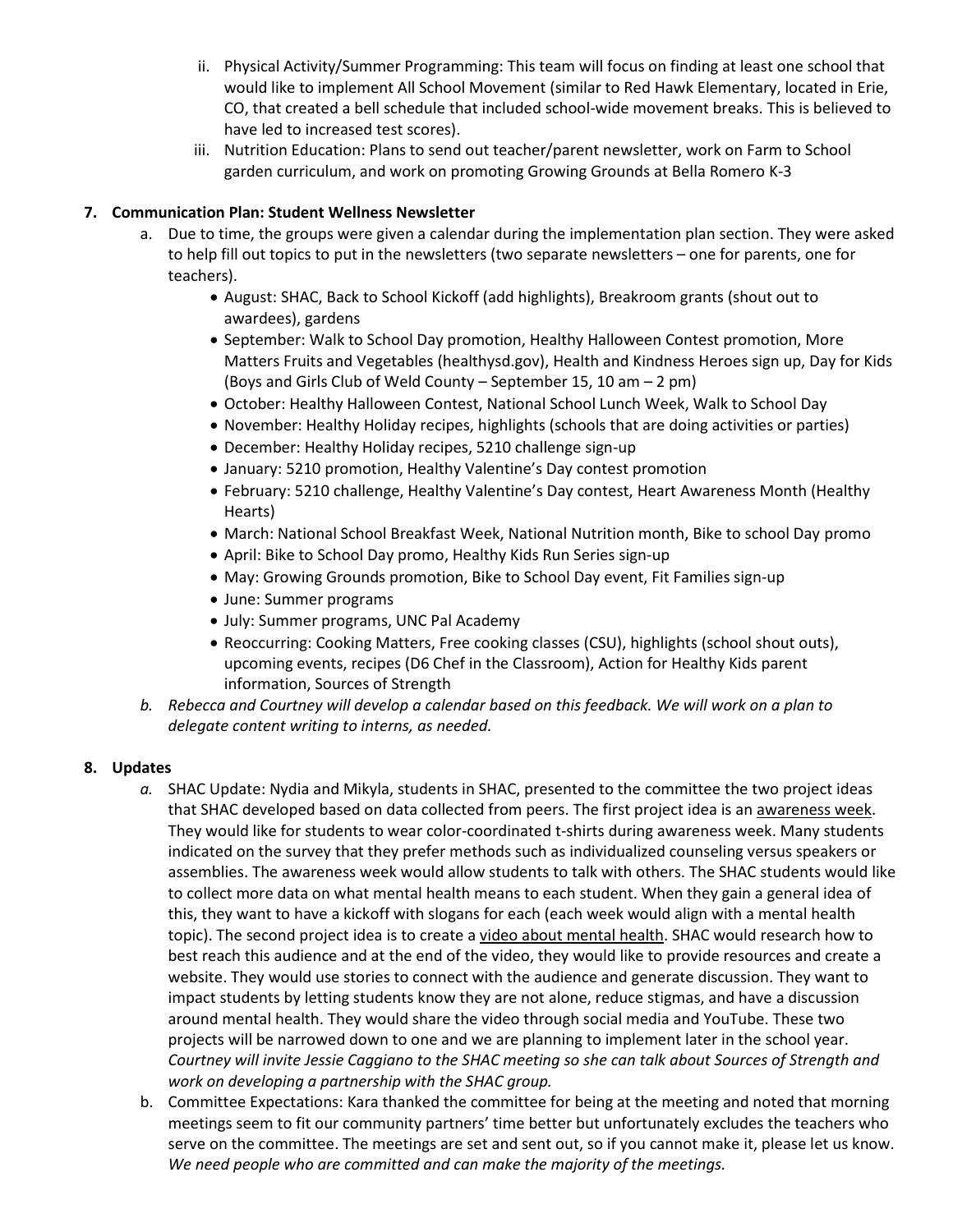ii. Physical Activity/Summer Programming: This team will focus on finding at least one school that would like to implement All School Movement (similar to Red Hawk Elementary, located in Erie, CO, that created a bell schedule that included school-wide movement breaks. This is believed to have led to increased test scores).

iii. Nutrition Education: Plans to send out teacher/parent newsletter, work on Farm to School garden curriculum, and work on promoting Growing Grounds at Bella Romero K-3

**7. Communication Plan: Student Wellness Newsletter**

a. Due to time, the groups were given a calendar during the implementation plan section. They were asked to help fill out topics to put in the newsletters (two separate newsletters – one for parents, one for teachers).

- August: SHAC, Back to School Kickoff (add highlights), Breakroom grants (shout out to awardees), gardens
- September: Walk to School Day promotion, Healthy Halloween Contest promotion, More Matters Fruits and Vegetables (healthysd.gov), Health and Kindness Heroes sign up, Day for Kids (Boys and Girls Club of Weld County – September 15, 10 am – 2 pm)
- October: Healthy Halloween Contest, National School Lunch Week, Walk to School Day
- November: Healthy Holiday recipes, highlights (schools that are doing activities or parties)
- December: Healthy Holiday recipes, 5210 challenge sign-up
- January: 5210 promotion, Healthy Valentine's Day contest promotion
- February: 5210 challenge, Healthy Valentine's Day contest, Heart Awareness Month (Healthy Hearts)
- March: National School Breakfast Week, National Nutrition month, Bike to school Day promo
- April: Bike to School Day promo, Healthy Kids Run Series sign-up
- May: Growing Grounds promotion, Bike to School Day event, Fit Families sign-up
- June: Summer programs
- July: Summer programs, UNC Pal Academy
- Reoccurring: Cooking Matters, Free cooking classes (CSU), highlights (school shout outs), upcoming events, recipes (D6 Chef in the Classroom), Action for Healthy Kids parent information, Sources of Strength

*b. Rebecca and Courtney will develop a calendar based on this feedback. We will work on a plan to delegate content writing to interns, as needed.*

**8. Updates**

*a.* SHAC Update: Nydia and Mikyla, students in SHAC, presented to the committee the two project ideas that SHAC developed based on data collected from peers. The first project idea is an awareness week. They would like for students to wear color-coordinated t-shirts during awareness week. Many students indicated on the survey that they prefer methods such as individualized counseling versus speakers or assemblies. The awareness week would allow students to talk with others. The SHAC students would like to collect more data on what mental health means to each student. When they gain a general idea of this, they want to have a kickoff with slogans for each (each week would align with a mental health topic). The second project idea is to create a video about mental health. SHAC would research how to best reach this audience and at the end of the video, they would like to provide resources and create a website. They would use stories to connect with the audience and generate discussion. They want to impact students by letting students know they are not alone, reduce stigmas, and have a discussion around mental health. They would share the video through social media and YouTube. These two projects will be narrowed down to one and we are planning to implement later in the school year. *Courtney will invite Jessie Caggiano to the SHAC meeting so she can talk about Sources of Strength and work on developing a partnership with the SHAC group.*

b. Committee Expectations: Kara thanked the committee for being at the meeting and noted that morning meetings seem to fit our community partners' time better but unfortunately excludes the teachers who serve on the committee. The meetings are set and sent out, so if you cannot make it, please let us know. *We need people who are committed and can make the majority of the meetings.*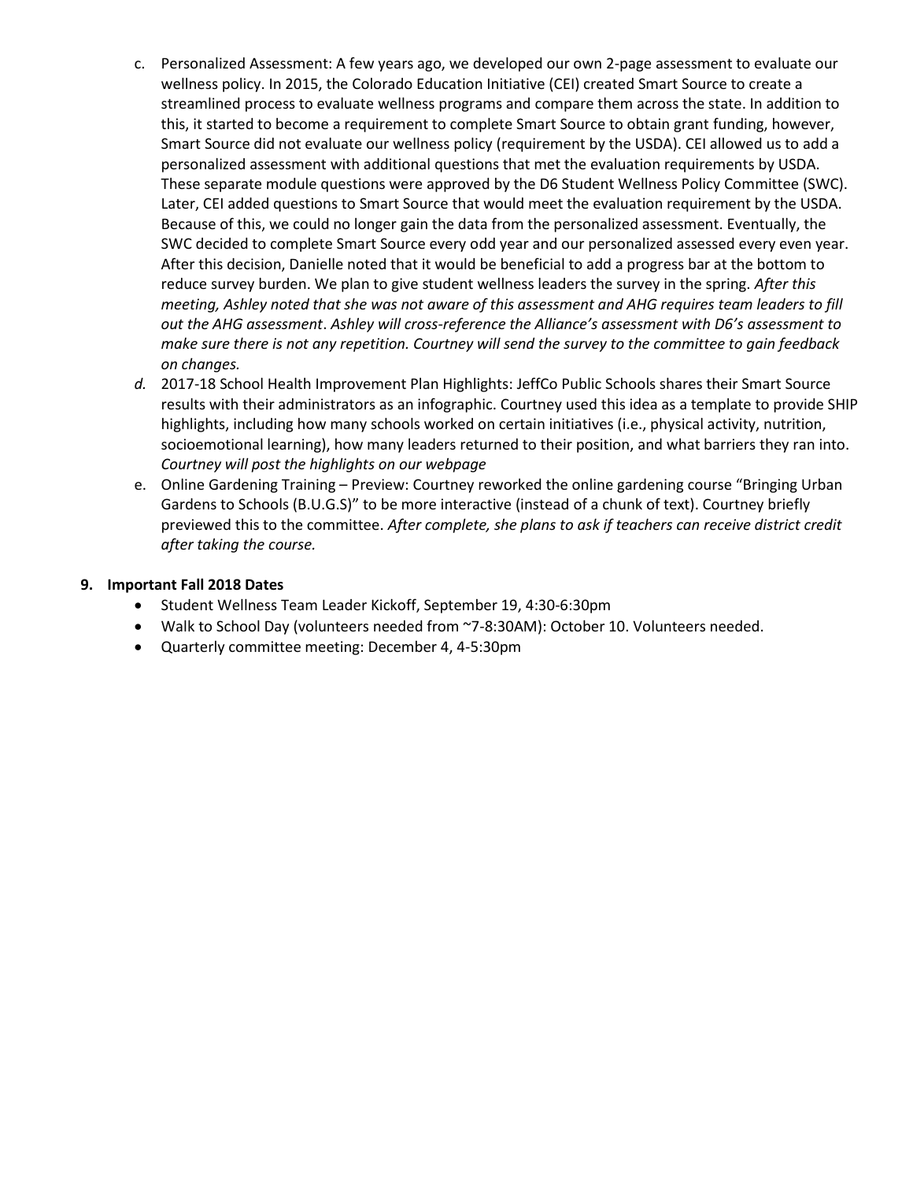c. Personalized Assessment: A few years ago, we developed our own 2-page assessment to evaluate our wellness policy. In 2015, the Colorado Education Initiative (CEI) created Smart Source to create a streamlined process to evaluate wellness programs and compare them across the state. In addition to this, it started to become a requirement to complete Smart Source to obtain grant funding, however, Smart Source did not evaluate our wellness policy (requirement by the USDA). CEI allowed us to add a personalized assessment with additional questions that met the evaluation requirements by USDA. These separate module questions were approved by the D6 Student Wellness Policy Committee (SWC). Later, CEI added questions to Smart Source that would meet the evaluation requirement by the USDA. Because of this, we could no longer gain the data from the personalized assessment. Eventually, the SWC decided to complete Smart Source every odd year and our personalized assessed every even year. After this decision, Danielle noted that it would be beneficial to add a progress bar at the bottom to reduce survey burden. We plan to give student wellness leaders the survey in the spring. *After this meeting, Ashley noted that she was not aware of this assessment and AHG requires team leaders to fill out the AHG assessment*. *Ashley will cross-reference the Alliance's assessment with D6's assessment to make sure there is not any repetition. Courtney will send the survey to the committee to gain feedback on changes.*

*d.* 2017-18 School Health Improvement Plan Highlights: JeffCo Public Schools shares their Smart Source results with their administrators as an infographic. Courtney used this idea as a template to provide SHIP highlights, including how many schools worked on certain initiatives (i.e., physical activity, nutrition, socioemotional learning), how many leaders returned to their position, and what barriers they ran into. *Courtney will post the highlights on our webpage*

e. Online Gardening Training – Preview: Courtney reworked the online gardening course "Bringing Urban Gardens to Schools (B.U.G.S)" to be more interactive (instead of a chunk of text). Courtney briefly previewed this to the committee. *After complete, she plans to ask if teachers can receive district credit after taking the course.*

**9. Important Fall 2018 Dates**

- Student Wellness Team Leader Kickoff, September 19, 4:30-6:30pm
- Walk to School Day (volunteers needed from ~7-8:30AM): October 10. Volunteers needed.
- Quarterly committee meeting: December 4, 4-5:30pm